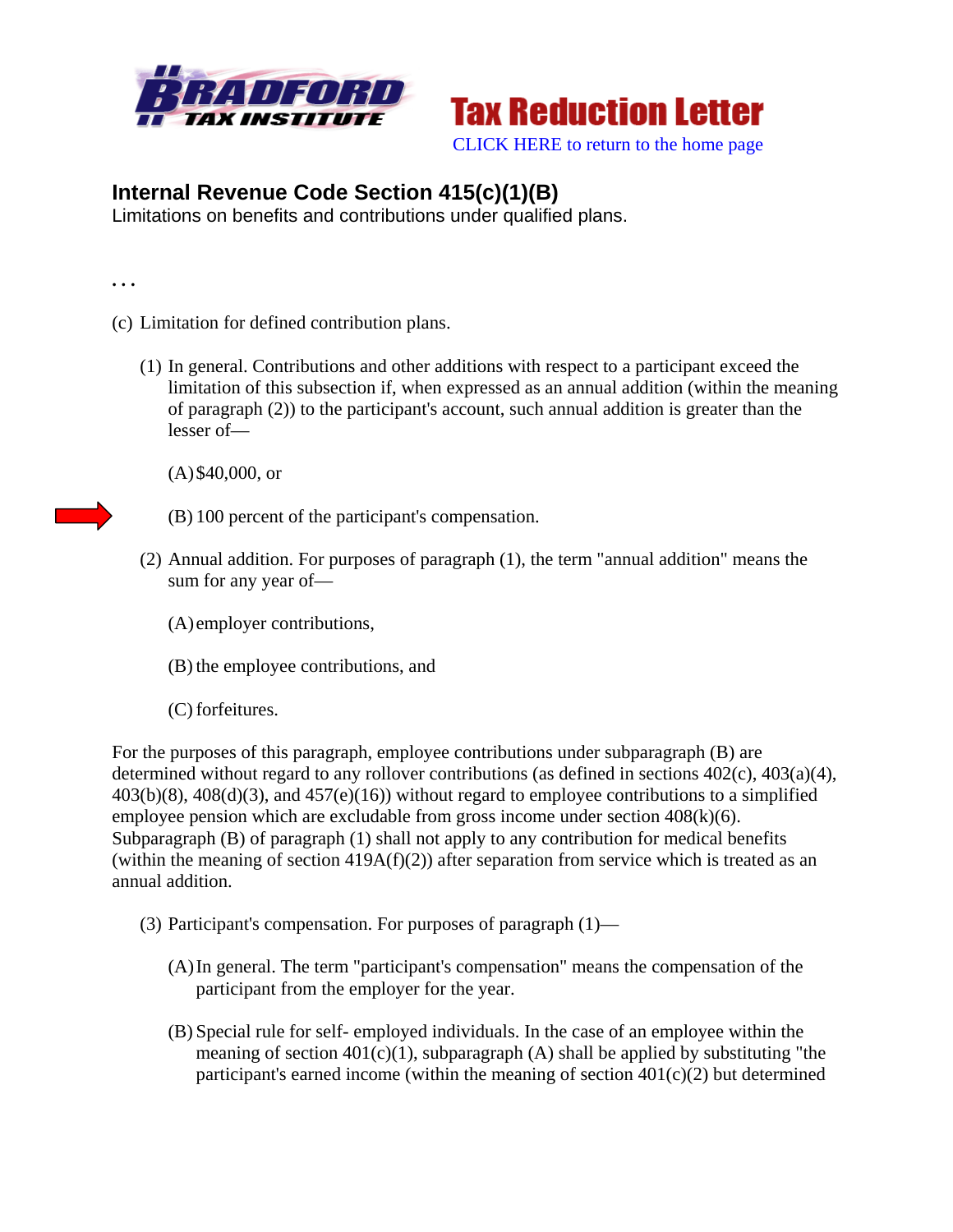Tax Reduction Letter

CLICK HERE to return to the home page

# Internal Revenue Code Section 415(c)(1)(B)

Limitations on benefits and contributions under qualified plans.

. . .

(c) Limitation for defined contribution plans.

(1) In general. Contributions and other additions with respect to a participant exceed the limitation of this subsection if, when expressed as an annual addition (within the meaning of paragraph (2)) to the participant's account, such annual addition is greater than the lesser of—

(A) $40,000, or

(B) 100 percent of the participant's compensation.

(2) Annual addition. For purposes of paragraph (1), the term "annual addition" means the sum for any year of—

(A) employer contributions,

(B) the employee contributions, and

(C) forfeitures.

For the purposes of this paragraph, employee contributions under subparagraph (B) are determined without regard to any rollover contributions (as defined in sections 402(c), 403(a)(4), 403(b)(8), 408(d)(3), and 457(e)(16)) without regard to employee contributions to a simplified employee pension which are excludable from gross income under section 408(k)(6). Subparagraph (B) of paragraph (1) shall not apply to any contribution for medical benefits (within the meaning of section 419A(f)(2)) after separation from service which is treated as an annual addition.

(3) Participant's compensation. For purposes of paragraph (1)—

(A) In general. The term "participant's compensation" means the compensation of the participant from the employer for the year.

(B) Special rule for self- employed individuals. In the case of an employee within the meaning of section 401(c)(1), subparagraph (A) shall be applied by substituting "the participant's earned income (within the meaning of section 401(c)(2) but determined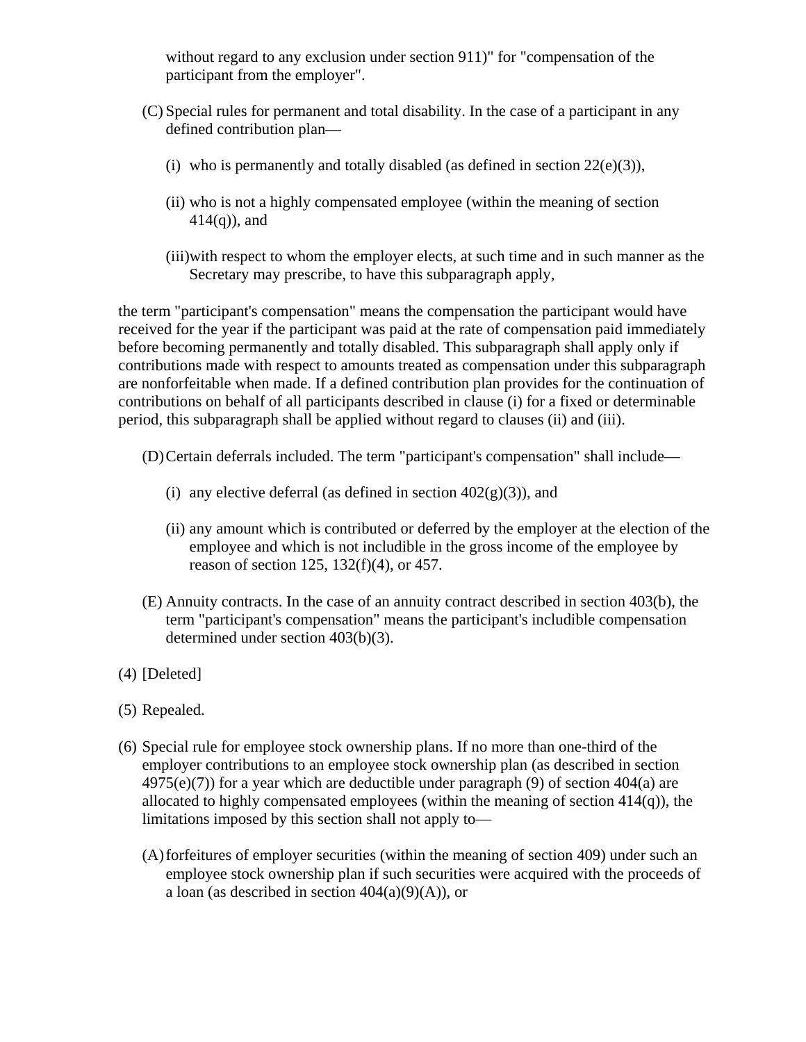without regard to any exclusion under section 911)" for "compensation of the participant from the employer".

(C) Special rules for permanent and total disability. In the case of a participant in any defined contribution plan—

(i) who is permanently and totally disabled (as defined in section 22(e)(3)),

(ii) who is not a highly compensated employee (within the meaning of section 414(q)), and

(iii) with respect to whom the employer elects, at such time and in such manner as the Secretary may prescribe, to have this subparagraph apply,

the term "participant's compensation" means the compensation the participant would have received for the year if the participant was paid at the rate of compensation paid immediately before becoming permanently and totally disabled. This subparagraph shall apply only if contributions made with respect to amounts treated as compensation under this subparagraph are nonforfeitable when made. If a defined contribution plan provides for the continuation of contributions on behalf of all participants described in clause (i) for a fixed or determinable period, this subparagraph shall be applied without regard to clauses (ii) and (iii).

(D) Certain deferrals included. The term "participant's compensation" shall include—

(i) any elective deferral (as defined in section 402(g)(3)), and

(ii) any amount which is contributed or deferred by the employer at the election of the employee and which is not includible in the gross income of the employee by reason of section 125, 132(f)(4), or 457.

(E) Annuity contracts. In the case of an annuity contract described in section 403(b), the term "participant's compensation" means the participant's includible compensation determined under section 403(b)(3).

(4) [Deleted]

(5) Repealed.

(6) Special rule for employee stock ownership plans. If no more than one-third of the employer contributions to an employee stock ownership plan (as described in section 4975(e)(7)) for a year which are deductible under paragraph (9) of section 404(a) are allocated to highly compensated employees (within the meaning of section 414(q)), the limitations imposed by this section shall not apply to—

(A) forfeitures of employer securities (within the meaning of section 409) under such an employee stock ownership plan if such securities were acquired with the proceeds of a loan (as described in section 404(a)(9)(A)), or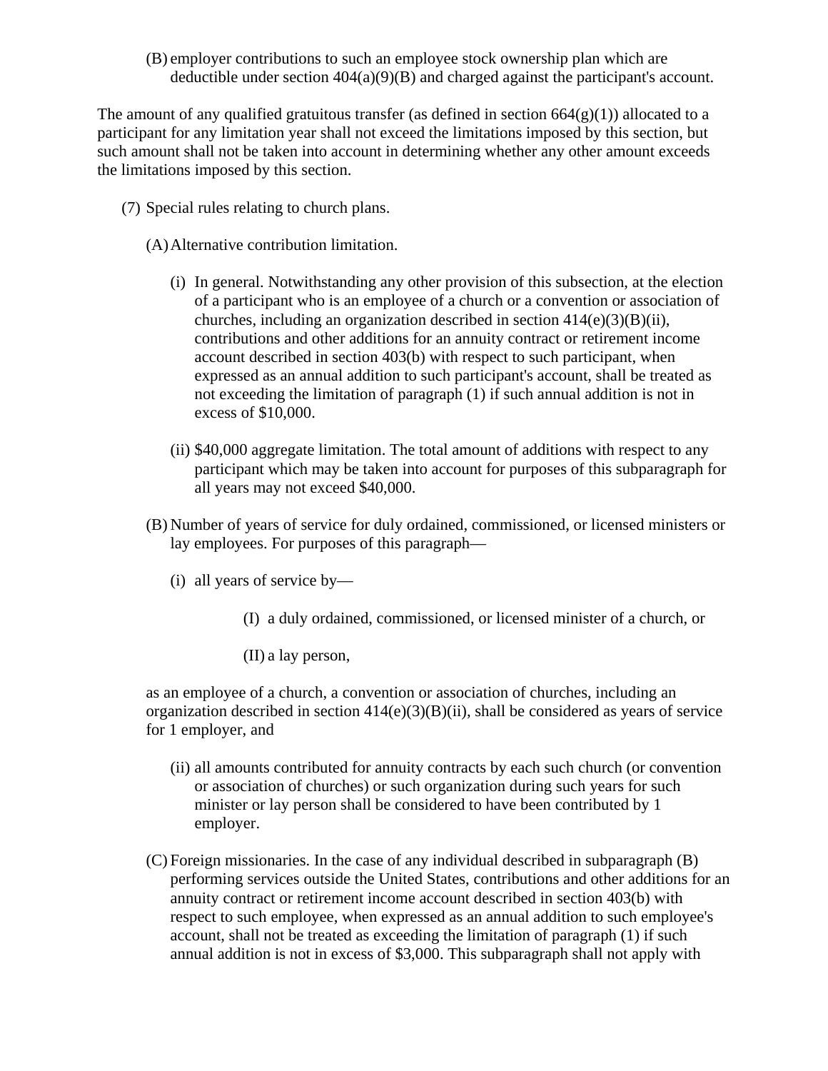(B) employer contributions to such an employee stock ownership plan which are deductible under section 404(a)(9)(B) and charged against the participant's account.

The amount of any qualified gratuitous transfer (as defined in section 664(g)(1)) allocated to a participant for any limitation year shall not exceed the limitations imposed by this section, but such amount shall not be taken into account in determining whether any other amount exceeds the limitations imposed by this section.

(7) Special rules relating to church plans.

(A) Alternative contribution limitation.

(i) In general. Notwithstanding any other provision of this subsection, at the election of a participant who is an employee of a church or a convention or association of churches, including an organization described in section 414(e)(3)(B)(ii), contributions and other additions for an annuity contract or retirement income account described in section 403(b) with respect to such participant, when expressed as an annual addition to such participant's account, shall be treated as not exceeding the limitation of paragraph (1) if such annual addition is not in excess of $10,000.

(ii) $40,000 aggregate limitation. The total amount of additions with respect to any participant which may be taken into account for purposes of this subparagraph for all years may not exceed $40,000.

(B) Number of years of service for duly ordained, commissioned, or licensed ministers or lay employees. For purposes of this paragraph—

(i) all years of service by—

(I) a duly ordained, commissioned, or licensed minister of a church, or

(II) a lay person,

as an employee of a church, a convention or association of churches, including an organization described in section 414(e)(3)(B)(ii), shall be considered as years of service for 1 employer, and

(ii) all amounts contributed for annuity contracts by each such church (or convention or association of churches) or such organization during such years for such minister or lay person shall be considered to have been contributed by 1 employer.

(C) Foreign missionaries. In the case of any individual described in subparagraph (B) performing services outside the United States, contributions and other additions for an annuity contract or retirement income account described in section 403(b) with respect to such employee, when expressed as an annual addition to such employee's account, shall not be treated as exceeding the limitation of paragraph (1) if such annual addition is not in excess of $3,000. This subparagraph shall not apply with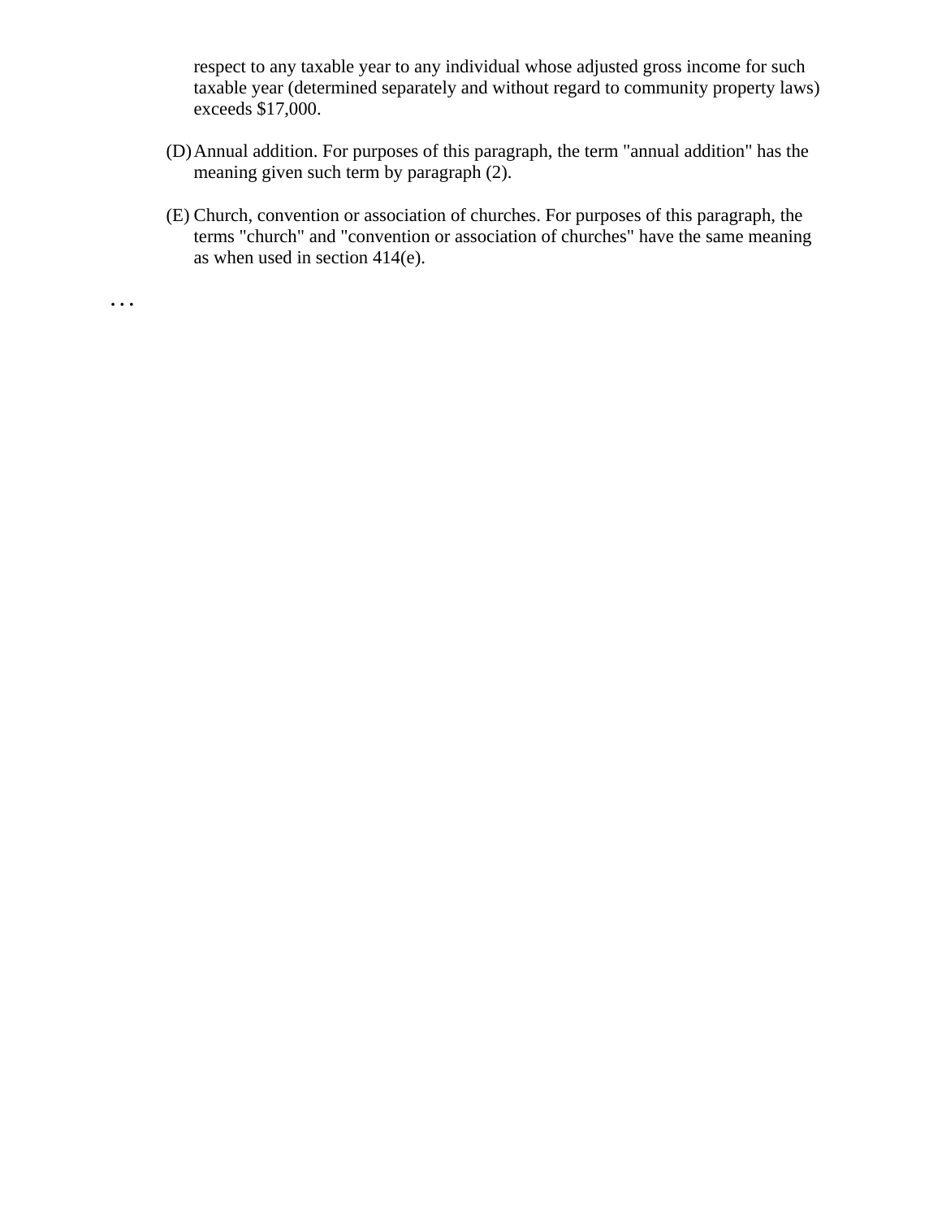respect to any taxable year to any individual whose adjusted gross income for such taxable year (determined separately and without regard to community property laws) exceeds $17,000.

(D) Annual addition. For purposes of this paragraph, the term "annual addition" has the meaning given such term by paragraph (2).

(E) Church, convention or association of churches. For purposes of this paragraph, the terms "church" and "convention or association of churches" have the same meaning as when used in section 414(e).

. . .